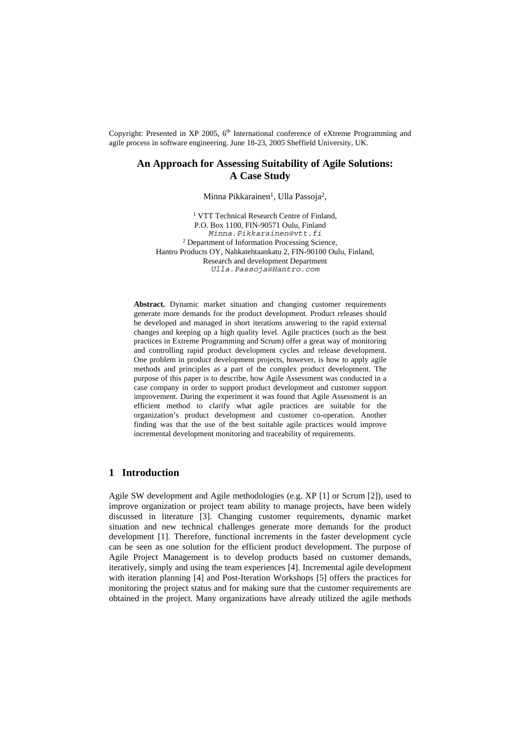Copyright: Presented in XP 2005, 6th International conference of eXtreme Programming and agile process in software engineering. June 18-23, 2005 Sheffield University, UK.

# An Approach for Assessing Suitability of Agile Solutions: A Case Study

Minna Pikkarainen[1], Ulla Passoja[2],

[1] VTT Technical Research Centre of Finland,
P.O. Box 1100, FIN-90571 Oulu, Finland
Minna.Pikkarainen@vtt.fi
[2] Department of Information Processing Science,
Hantro Products OY, Nahkatehtaankatu 2, FIN-90100 Oulu, Finland,
Research and development Department
Ulla.Passoja@Hantro.com

**Abstract.** Dynamic market situation and changing customer requirements generate more demands for the product development. Product releases should be developed and managed in short iterations answering to the rapid external changes and keeping up a high quality level. Agile practices (such as the best practices in Extreme Programming and Scrum) offer a great way of monitoring and controlling rapid product development cycles and release development. One problem in product development projects, however, is how to apply agile methods and principles as a part of the complex product development. The purpose of this paper is to describe, how Agile Assessment was conducted in a case company in order to support product development and customer support improvement. During the experiment it was found that Agile Assessment is an efficient method to clarify what agile practices are suitable for the organization's product development and customer co-operation. Another finding was that the use of the best suitable agile practices would improve incremental development monitoring and traceability of requirements.

## 1 Introduction

Agile SW development and Agile methodologies (e.g. XP [1] or Scrum [2]), used to improve organization or project team ability to manage projects, have been widely discussed in literature [3]. Changing customer requirements, dynamic market situation and new technical challenges generate more demands for the product development [1]. Therefore, functional increments in the faster development cycle can be seen as one solution for the efficient product development. The purpose of Agile Project Management is to develop products based on customer demands, iteratively, simply and using the team experiences [4]. Incremental agile development with iteration planning [4] and Post-Iteration Workshops [5] offers the practices for monitoring the project status and for making sure that the customer requirements are obtained in the project. Many organizations have already utilized the agile methods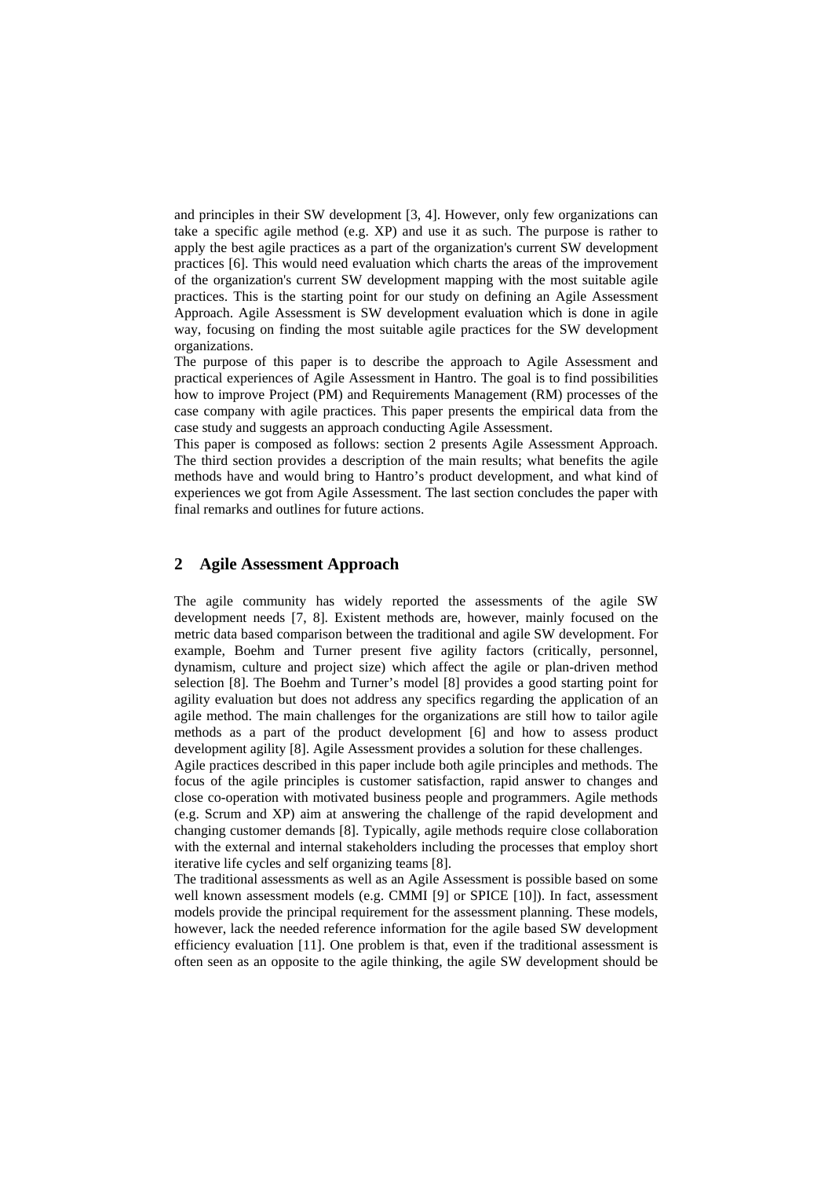and principles in their SW development [3, 4]. However, only few organizations can take a specific agile method (e.g. XP) and use it as such. The purpose is rather to apply the best agile practices as a part of the organization's current SW development practices [6]. This would need evaluation which charts the areas of the improvement of the organization's current SW development mapping with the most suitable agile practices. This is the starting point for our study on defining an Agile Assessment Approach. Agile Assessment is SW development evaluation which is done in agile way, focusing on finding the most suitable agile practices for the SW development organizations.

The purpose of this paper is to describe the approach to Agile Assessment and practical experiences of Agile Assessment in Hantro. The goal is to find possibilities how to improve Project (PM) and Requirements Management (RM) processes of the case company with agile practices. This paper presents the empirical data from the case study and suggests an approach conducting Agile Assessment.

This paper is composed as follows: section 2 presents Agile Assessment Approach. The third section provides a description of the main results; what benefits the agile methods have and would bring to Hantro's product development, and what kind of experiences we got from Agile Assessment. The last section concludes the paper with final remarks and outlines for future actions.

## 2 Agile Assessment Approach

The agile community has widely reported the assessments of the agile SW development needs [7, 8]. Existent methods are, however, mainly focused on the metric data based comparison between the traditional and agile SW development. For example, Boehm and Turner present five agility factors (critically, personnel, dynamism, culture and project size) which affect the agile or plan-driven method selection [8]. The Boehm and Turner's model [8] provides a good starting point for agility evaluation but does not address any specifics regarding the application of an agile method. The main challenges for the organizations are still how to tailor agile methods as a part of the product development [6] and how to assess product development agility [8]. Agile Assessment provides a solution for these challenges.

Agile practices described in this paper include both agile principles and methods. The focus of the agile principles is customer satisfaction, rapid answer to changes and close co-operation with motivated business people and programmers. Agile methods (e.g. Scrum and XP) aim at answering the challenge of the rapid development and changing customer demands [8]. Typically, agile methods require close collaboration with the external and internal stakeholders including the processes that employ short iterative life cycles and self organizing teams [8].

The traditional assessments as well as an Agile Assessment is possible based on some well known assessment models (e.g. CMMI [9] or SPICE [10]). In fact, assessment models provide the principal requirement for the assessment planning. These models, however, lack the needed reference information for the agile based SW development efficiency evaluation [11]. One problem is that, even if the traditional assessment is often seen as an opposite to the agile thinking, the agile SW development should be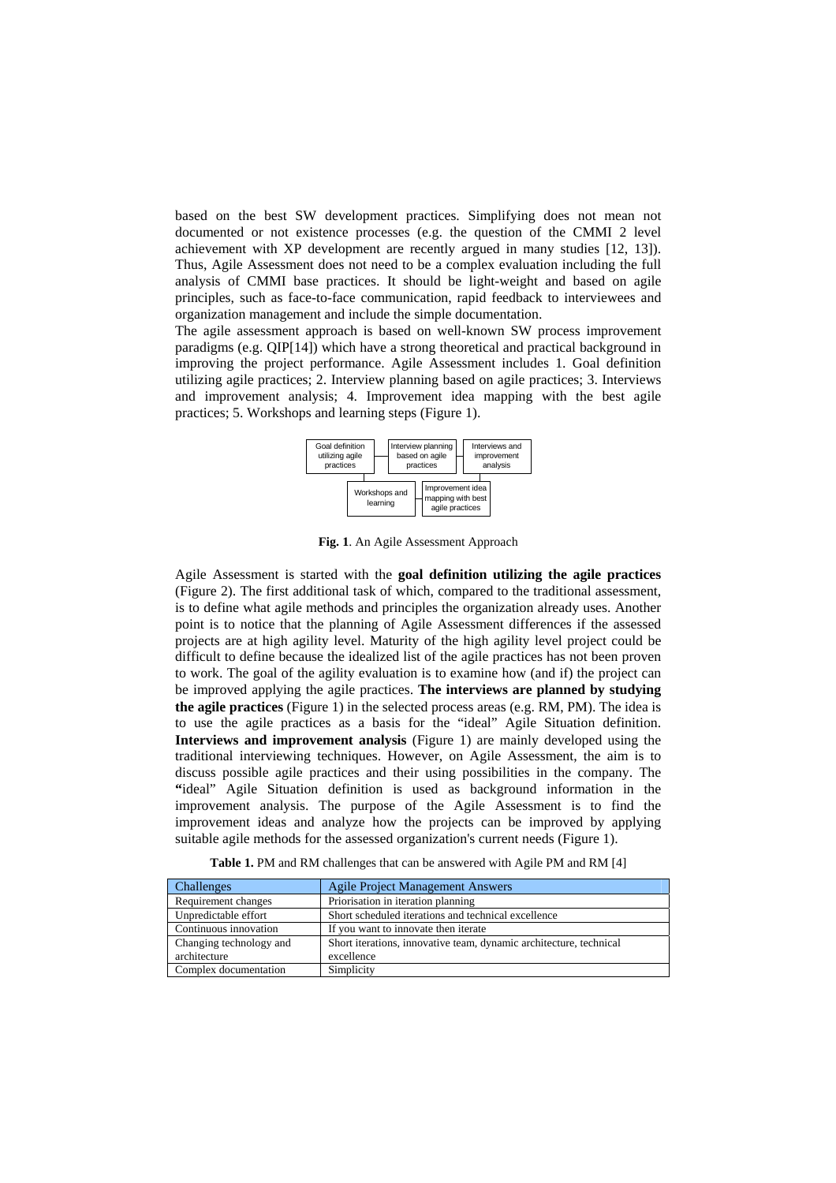based on the best SW development practices. Simplifying does not mean not documented or not existence processes (e.g. the question of the CMMI 2 level achievement with XP development are recently argued in many studies [12, 13]). Thus, Agile Assessment does not need to be a complex evaluation including the full analysis of CMMI base practices. It should be light-weight and based on agile principles, such as face-to-face communication, rapid feedback to interviewees and organization management and include the simple documentation.

The agile assessment approach is based on well-known SW process improvement paradigms (e.g. QIP[14]) which have a strong theoretical and practical background in improving the project performance. Agile Assessment includes 1. Goal definition utilizing agile practices; 2. Interview planning based on agile practices; 3. Interviews and improvement analysis; 4. Improvement idea mapping with the best agile practices; 5. Workshops and learning steps (Figure 1).

Goal definition utilizing agile practices — Interview planning based on agile practices — Interviews and improvement analysis — Improvement idea mapping with best agile practices — Workshops and learning

**Fig. 1**. An Agile Assessment Approach

Agile Assessment is started with the **goal definition utilizing the agile practices** (Figure 2). The first additional task of which, compared to the traditional assessment, is to define what agile methods and principles the organization already uses. Another point is to notice that the planning of Agile Assessment differences if the assessed projects are at high agility level. Maturity of the high agility level project could be difficult to define because the idealized list of the agile practices has not been proven to work. The goal of the agility evaluation is to examine how (and if) the project can be improved applying the agile practices. **The interviews are planned by studying the agile practices** (Figure 1) in the selected process areas (e.g. RM, PM). The idea is to use the agile practices as a basis for the "ideal" Agile Situation definition. **Interviews and improvement analysis** (Figure 1) are mainly developed using the traditional interviewing techniques. However, on Agile Assessment, the aim is to discuss possible agile practices and their using possibilities in the company. The **"**ideal" Agile Situation definition is used as background information in the improvement analysis. The purpose of the Agile Assessment is to find the improvement ideas and analyze how the projects can be improved by applying suitable agile methods for the assessed organization's current needs (Figure 1).

**Table 1.** PM and RM challenges that can be answered with Agile PM and RM [4]

| Challenges | Agile Project Management Answers |
|---|---|
| Requirement changes | Priorisation in iteration planning |
| Unpredictable effort | Short scheduled iterations and technical excellence |
| Continuous innovation | If you want to innovate then iterate |
| Changing technology and architecture | Short iterations, innovative team, dynamic architecture, technical excellence |
| Complex documentation | Simplicity |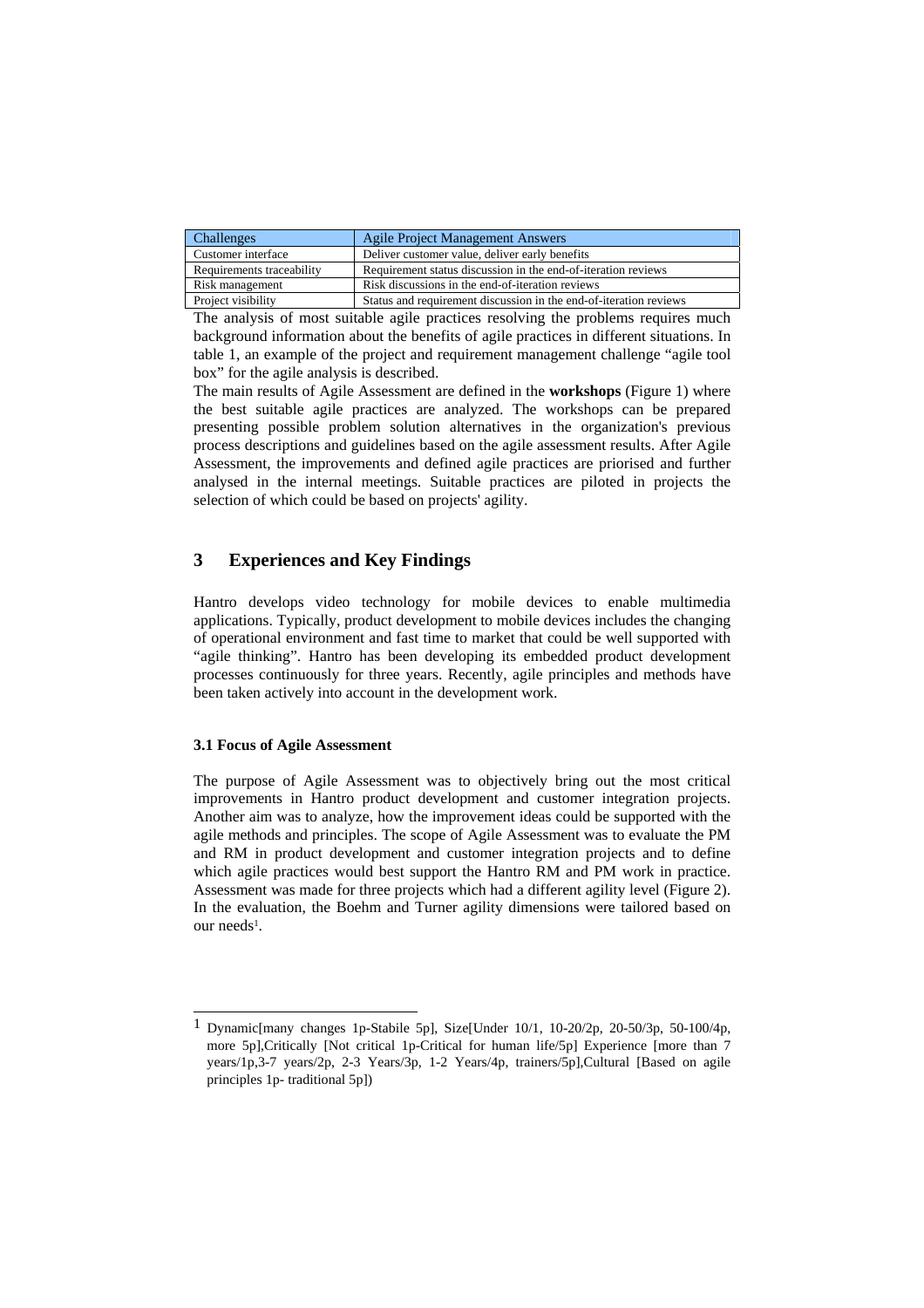| Challenges | Agile Project Management Answers |
|---|---|
| Customer interface | Deliver customer value, deliver early benefits |
| Requirements traceability | Requirement status discussion in the end-of-iteration reviews |
| Risk management | Risk discussions in the end-of-iteration reviews |
| Project visibility | Status and requirement discussion in the end-of-iteration reviews |

The analysis of most suitable agile practices resolving the problems requires much background information about the benefits of agile practices in different situations. In table 1, an example of the project and requirement management challenge "agile tool box" for the agile analysis is described.

The main results of Agile Assessment are defined in the **workshops** (Figure 1) where the best suitable agile practices are analyzed. The workshops can be prepared presenting possible problem solution alternatives in the organization's previous process descriptions and guidelines based on the agile assessment results. After Agile Assessment, the improvements and defined agile practices are priorised and further analysed in the internal meetings. Suitable practices are piloted in projects the selection of which could be based on projects' agility.

## 3 Experiences and Key Findings

Hantro develops video technology for mobile devices to enable multimedia applications. Typically, product development to mobile devices includes the changing of operational environment and fast time to market that could be well supported with "agile thinking". Hantro has been developing its embedded product development processes continuously for three years. Recently, agile principles and methods have been taken actively into account in the development work.

### 3.1 Focus of Agile Assessment

The purpose of Agile Assessment was to objectively bring out the most critical improvements in Hantro product development and customer integration projects. Another aim was to analyze, how the improvement ideas could be supported with the agile methods and principles. The scope of Agile Assessment was to evaluate the PM and RM in product development and customer integration projects and to define which agile practices would best support the Hantro RM and PM work in practice. Assessment was made for three projects which had a different agility level (Figure 2). In the evaluation, the Boehm and Turner agility dimensions were tailored based on our needs[1].

---

[1] Dynamic[many changes 1p-Stabile 5p], Size[Under 10/1, 10-20/2p, 20-50/3p, 50-100/4p, more 5p],Critically [Not critical 1p-Critical for human life/5p] Experience [more than 7 years/1p,3-7 years/2p, 2-3 Years/3p, 1-2 Years/4p, trainers/5p],Cultural [Based on agile principles 1p- traditional 5p])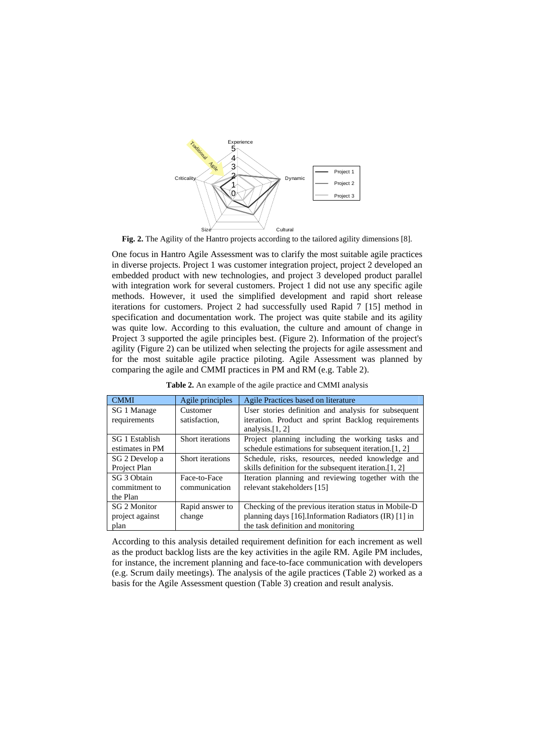**Fig. 2.** The Agility of the Hantro projects according to the tailored agility dimensions [8].

One focus in Hantro Agile Assessment was to clarify the most suitable agile practices in diverse projects. Project 1 was customer integration project, project 2 developed an embedded product with new technologies, and project 3 developed product parallel with integration work for several customers. Project 1 did not use any specific agile methods. However, it used the simplified development and rapid short release iterations for customers. Project 2 had successfully used Rapid 7 [15] method in specification and documentation work. The project was quite stabile and its agility was quite low. According to this evaluation, the culture and amount of change in Project 3 supported the agile principles best. (Figure 2). Information of the project's agility (Figure 2) can be utilized when selecting the projects for agile assessment and for the most suitable agile practice piloting. Agile Assessment was planned by comparing the agile and CMMI practices in PM and RM (e.g. Table 2).

**Table 2.** An example of the agile practice and CMMI analysis

| CMMI | Agile principles | Agile Practices based on literature |
|---|---|---|
| SG 1 Manage requirements | Customer satisfaction, | User stories definition and analysis for subsequent iteration. Product and sprint Backlog requirements analysis.[1, 2] |
| SG 1 Establish estimates in PM | Short iterations | Project planning including the working tasks and schedule estimations for subsequent iteration.[1, 2] |
| SG 2 Develop a Project Plan | Short iterations | Schedule, risks, resources, needed knowledge and skills definition for the subsequent iteration.[1, 2] |
| SG 3 Obtain commitment to the Plan | Face-to-Face communication | Iteration planning and reviewing together with the relevant stakeholders [15] |
| SG 2 Monitor project against plan | Rapid answer to change | Checking of the previous iteration status in Mobile-D planning days [16].Information Radiators (IR) [1] in the task definition and monitoring |

According to this analysis detailed requirement definition for each increment as well as the product backlog lists are the key activities in the agile RM. Agile PM includes, for instance, the increment planning and face-to-face communication with developers (e.g. Scrum daily meetings). The analysis of the agile practices (Table 2) worked as a basis for the Agile Assessment question (Table 3) creation and result analysis.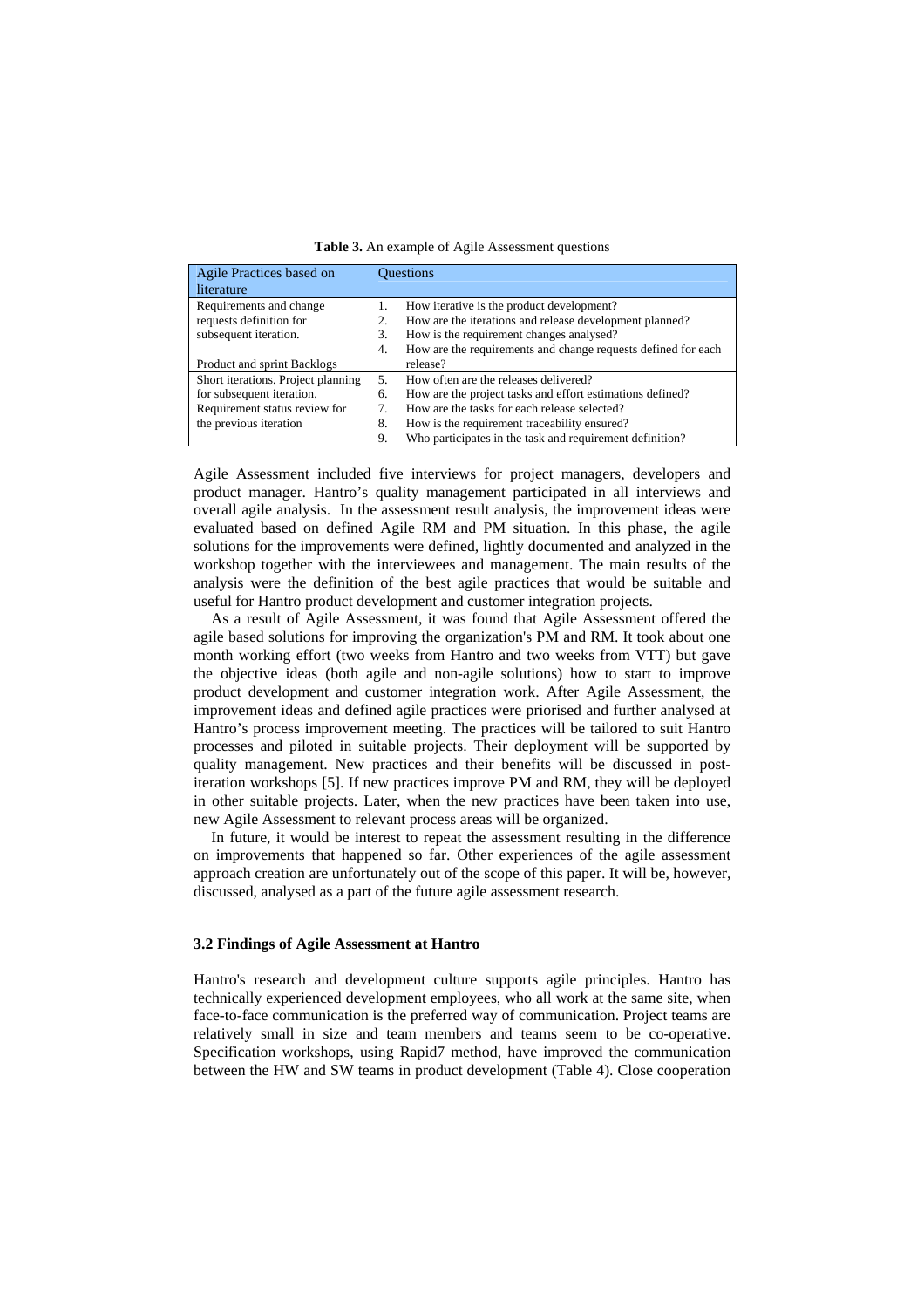**Table 3.** An example of Agile Assessment questions

| Agile Practices based on literature | Questions |
|---|---|
| Requirements and change requests definition for subsequent iteration.<br><br>Product and sprint Backlogs | 1. How iterative is the product development?<br>2. How are the iterations and release development planned?<br>3. How is the requirement changes analysed?<br>4. How are the requirements and change requests defined for each release? |
| Short iterations. Project planning for subsequent iteration.<br>Requirement status review for the previous iteration | 5. How often are the releases delivered?<br>6. How are the project tasks and effort estimations defined?<br>7. How are the tasks for each release selected?<br>8. How is the requirement traceability ensured?<br>9. Who participates in the task and requirement definition? |

Agile Assessment included five interviews for project managers, developers and product manager. Hantro's quality management participated in all interviews and overall agile analysis. In the assessment result analysis, the improvement ideas were evaluated based on defined Agile RM and PM situation. In this phase, the agile solutions for the improvements were defined, lightly documented and analyzed in the workshop together with the interviewees and management. The main results of the analysis were the definition of the best agile practices that would be suitable and useful for Hantro product development and customer integration projects.

As a result of Agile Assessment, it was found that Agile Assessment offered the agile based solutions for improving the organization's PM and RM. It took about one month working effort (two weeks from Hantro and two weeks from VTT) but gave the objective ideas (both agile and non-agile solutions) how to start to improve product development and customer integration work. After Agile Assessment, the improvement ideas and defined agile practices were priorised and further analysed at Hantro's process improvement meeting. The practices will be tailored to suit Hantro processes and piloted in suitable projects. Their deployment will be supported by quality management. New practices and their benefits will be discussed in post-iteration workshops [5]. If new practices improve PM and RM, they will be deployed in other suitable projects. Later, when the new practices have been taken into use, new Agile Assessment to relevant process areas will be organized.

In future, it would be interest to repeat the assessment resulting in the difference on improvements that happened so far. Other experiences of the agile assessment approach creation are unfortunately out of the scope of this paper. It will be, however, discussed, analysed as a part of the future agile assessment research.

### 3.2 Findings of Agile Assessment at Hantro

Hantro's research and development culture supports agile principles. Hantro has technically experienced development employees, who all work at the same site, when face-to-face communication is the preferred way of communication. Project teams are relatively small in size and team members and teams seem to be co-operative. Specification workshops, using Rapid7 method, have improved the communication between the HW and SW teams in product development (Table 4). Close cooperation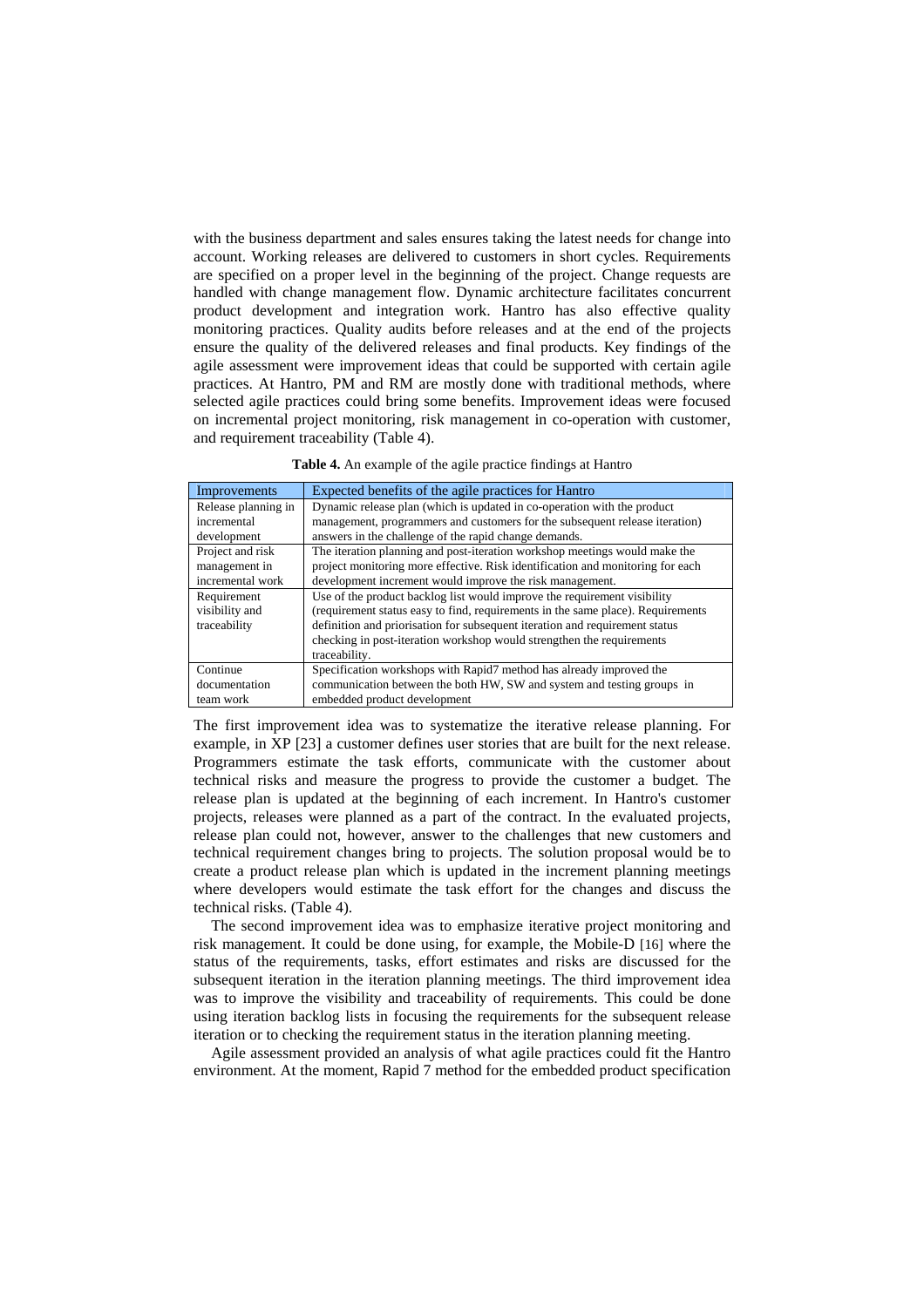with the business department and sales ensures taking the latest needs for change into account. Working releases are delivered to customers in short cycles. Requirements are specified on a proper level in the beginning of the project. Change requests are handled with change management flow. Dynamic architecture facilitates concurrent product development and integration work. Hantro has also effective quality monitoring practices. Quality audits before releases and at the end of the projects ensure the quality of the delivered releases and final products. Key findings of the agile assessment were improvement ideas that could be supported with certain agile practices. At Hantro, PM and RM are mostly done with traditional methods, where selected agile practices could bring some benefits. Improvement ideas were focused on incremental project monitoring, risk management in co-operation with customer, and requirement traceability (Table 4).

**Table 4.** An example of the agile practice findings at Hantro

| Improvements | Expected benefits of the agile practices for Hantro |
|---|---|
| Release planning in incremental development | Dynamic release plan (which is updated in co-operation with the product management, programmers and customers for the subsequent release iteration) answers in the challenge of the rapid change demands. |
| Project and risk management in incremental work | The iteration planning and post-iteration workshop meetings would make the project monitoring more effective. Risk identification and monitoring for each development increment would improve the risk management. |
| Requirement visibility and traceability | Use of the product backlog list would improve the requirement visibility (requirement status easy to find, requirements in the same place). Requirements definition and priorisation for subsequent iteration and requirement status checking in post-iteration workshop would strengthen the requirements traceability. |
| Continue documentation team work | Specification workshops with Rapid7 method has already improved the communication between the both HW, SW and system and testing groups in embedded product development |

The first improvement idea was to systematize the iterative release planning. For example, in XP [23] a customer defines user stories that are built for the next release. Programmers estimate the task efforts, communicate with the customer about technical risks and measure the progress to provide the customer a budget. The release plan is updated at the beginning of each increment. In Hantro's customer projects, releases were planned as a part of the contract. In the evaluated projects, release plan could not, however, answer to the challenges that new customers and technical requirement changes bring to projects. The solution proposal would be to create a product release plan which is updated in the increment planning meetings where developers would estimate the task effort for the changes and discuss the technical risks. (Table 4).

The second improvement idea was to emphasize iterative project monitoring and risk management. It could be done using, for example, the Mobile-D [16] where the status of the requirements, tasks, effort estimates and risks are discussed for the subsequent iteration in the iteration planning meetings. The third improvement idea was to improve the visibility and traceability of requirements. This could be done using iteration backlog lists in focusing the requirements for the subsequent release iteration or to checking the requirement status in the iteration planning meeting.

Agile assessment provided an analysis of what agile practices could fit the Hantro environment. At the moment, Rapid 7 method for the embedded product specification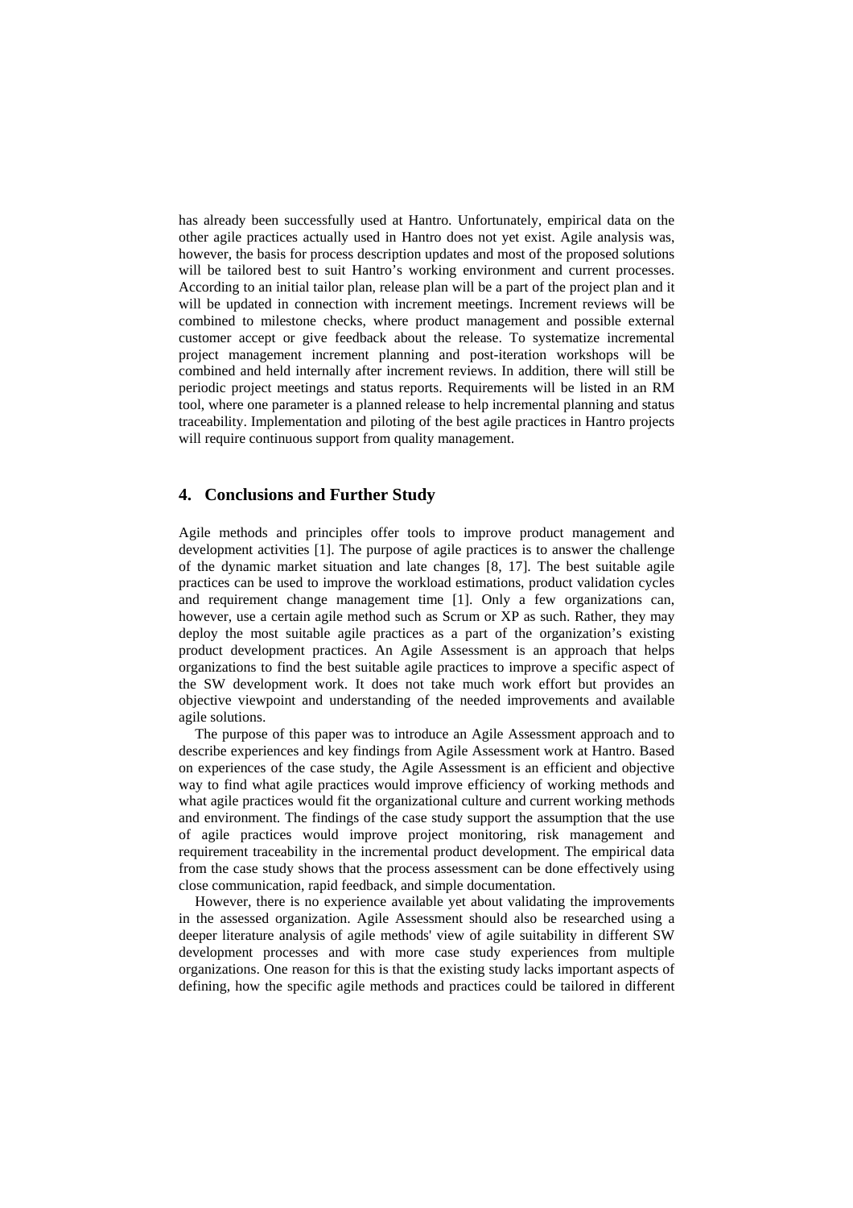has already been successfully used at Hantro. Unfortunately, empirical data on the other agile practices actually used in Hantro does not yet exist. Agile analysis was, however, the basis for process description updates and most of the proposed solutions will be tailored best to suit Hantro's working environment and current processes. According to an initial tailor plan, release plan will be a part of the project plan and it will be updated in connection with increment meetings. Increment reviews will be combined to milestone checks, where product management and possible external customer accept or give feedback about the release. To systematize incremental project management increment planning and post-iteration workshops will be combined and held internally after increment reviews. In addition, there will still be periodic project meetings and status reports. Requirements will be listed in an RM tool, where one parameter is a planned release to help incremental planning and status traceability. Implementation and piloting of the best agile practices in Hantro projects will require continuous support from quality management.

## 4. Conclusions and Further Study

Agile methods and principles offer tools to improve product management and development activities [1]. The purpose of agile practices is to answer the challenge of the dynamic market situation and late changes [8, 17]. The best suitable agile practices can be used to improve the workload estimations, product validation cycles and requirement change management time [1]. Only a few organizations can, however, use a certain agile method such as Scrum or XP as such. Rather, they may deploy the most suitable agile practices as a part of the organization's existing product development practices. An Agile Assessment is an approach that helps organizations to find the best suitable agile practices to improve a specific aspect of the SW development work. It does not take much work effort but provides an objective viewpoint and understanding of the needed improvements and available agile solutions.

The purpose of this paper was to introduce an Agile Assessment approach and to describe experiences and key findings from Agile Assessment work at Hantro. Based on experiences of the case study, the Agile Assessment is an efficient and objective way to find what agile practices would improve efficiency of working methods and what agile practices would fit the organizational culture and current working methods and environment. The findings of the case study support the assumption that the use of agile practices would improve project monitoring, risk management and requirement traceability in the incremental product development. The empirical data from the case study shows that the process assessment can be done effectively using close communication, rapid feedback, and simple documentation.

However, there is no experience available yet about validating the improvements in the assessed organization. Agile Assessment should also be researched using a deeper literature analysis of agile methods' view of agile suitability in different SW development processes and with more case study experiences from multiple organizations. One reason for this is that the existing study lacks important aspects of defining, how the specific agile methods and practices could be tailored in different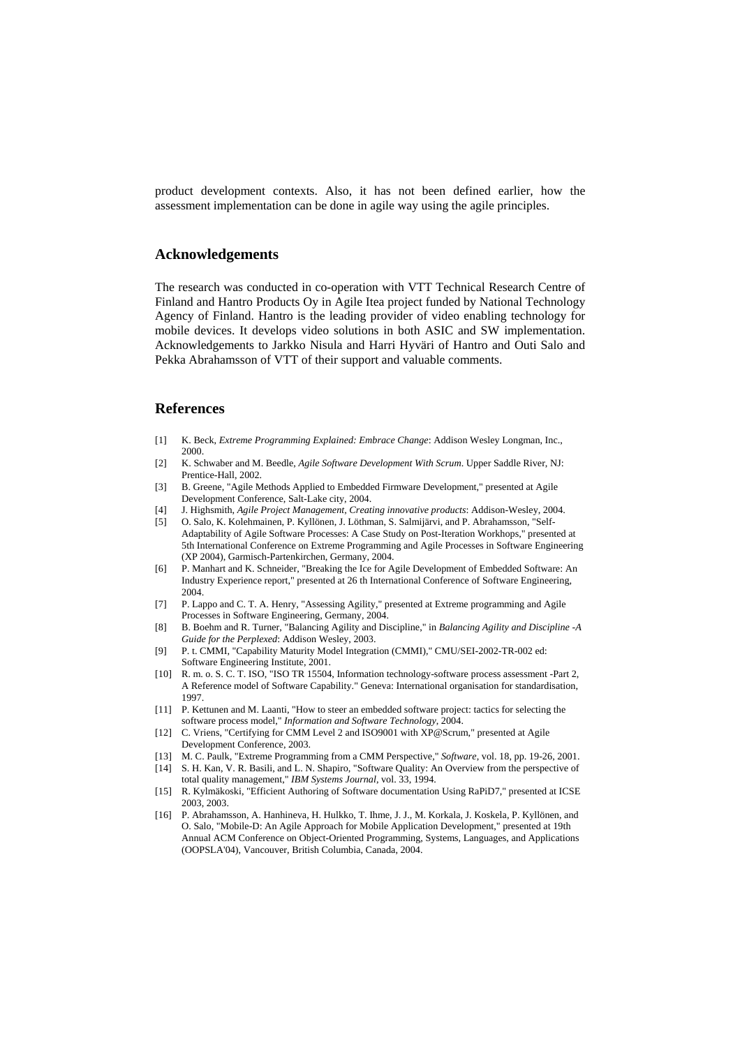product development contexts. Also, it has not been defined earlier, how the assessment implementation can be done in agile way using the agile principles.

## Acknowledgements

The research was conducted in co-operation with VTT Technical Research Centre of Finland and Hantro Products Oy in Agile Itea project funded by National Technology Agency of Finland. Hantro is the leading provider of video enabling technology for mobile devices. It develops video solutions in both ASIC and SW implementation. Acknowledgements to Jarkko Nisula and Harri Hyväri of Hantro and Outi Salo and Pekka Abrahamsson of VTT of their support and valuable comments.

## References

[1] K. Beck, *Extreme Programming Explained: Embrace Change*: Addison Wesley Longman, Inc., 2000.

[2] K. Schwaber and M. Beedle, *Agile Software Development With Scrum*. Upper Saddle River, NJ: Prentice-Hall, 2002.

[3] B. Greene, "Agile Methods Applied to Embedded Firmware Development," presented at Agile Development Conference, Salt-Lake city, 2004.

[4] J. Highsmith, *Agile Project Management, Creating innovative products*: Addison-Wesley, 2004.

[5] O. Salo, K. Kolehmainen, P. Kyllönen, J. Löthman, S. Salmijärvi, and P. Abrahamsson, "Self-Adaptability of Agile Software Processes: A Case Study on Post-Iteration Workhops," presented at 5th International Conference on Extreme Programming and Agile Processes in Software Engineering (XP 2004), Garmisch-Partenkirchen, Germany, 2004.

[6] P. Manhart and K. Schneider, "Breaking the Ice for Agile Development of Embedded Software: An Industry Experience report," presented at 26 th International Conference of Software Engineering, 2004.

[7] P. Lappo and C. T. A. Henry, "Assessing Agility," presented at Extreme programming and Agile Processes in Software Engineering, Germany, 2004.

[8] B. Boehm and R. Turner, "Balancing Agility and Discipline," in *Balancing Agility and Discipline -A Guide for the Perplexed*: Addison Wesley, 2003.

[9] P. t. CMMI, "Capability Maturity Model Integration (CMMI)," CMU/SEI-2002-TR-002 ed: Software Engineering Institute, 2001.

[10] R. m. o. S. C. T. ISO, "ISO TR 15504, Information technology-software process assessment -Part 2, A Reference model of Software Capability." Geneva: International organisation for standardisation, 1997.

[11] P. Kettunen and M. Laanti, "How to steer an embedded software project: tactics for selecting the software process model," *Information and Software Technology*, 2004.

[12] C. Vriens, "Certifying for CMM Level 2 and ISO9001 with XP@Scrum," presented at Agile Development Conference, 2003.

[13] M. C. Paulk, "Extreme Programming from a CMM Perspective," *Software*, vol. 18, pp. 19-26, 2001.

[14] S. H. Kan, V. R. Basili, and L. N. Shapiro, "Software Quality: An Overview from the perspective of total quality management," *IBM Systems Journal*, vol. 33, 1994.

[15] R. Kylmäkoski, "Efficient Authoring of Software documentation Using RaPiD7," presented at ICSE 2003, 2003.

[16] P. Abrahamsson, A. Hanhineva, H. Hulkko, T. Ihme, J. J., M. Korkala, J. Koskela, P. Kyllönen, and O. Salo, "Mobile-D: An Agile Approach for Mobile Application Development," presented at 19th Annual ACM Conference on Object-Oriented Programming, Systems, Languages, and Applications (OOPSLA'04), Vancouver, British Columbia, Canada, 2004.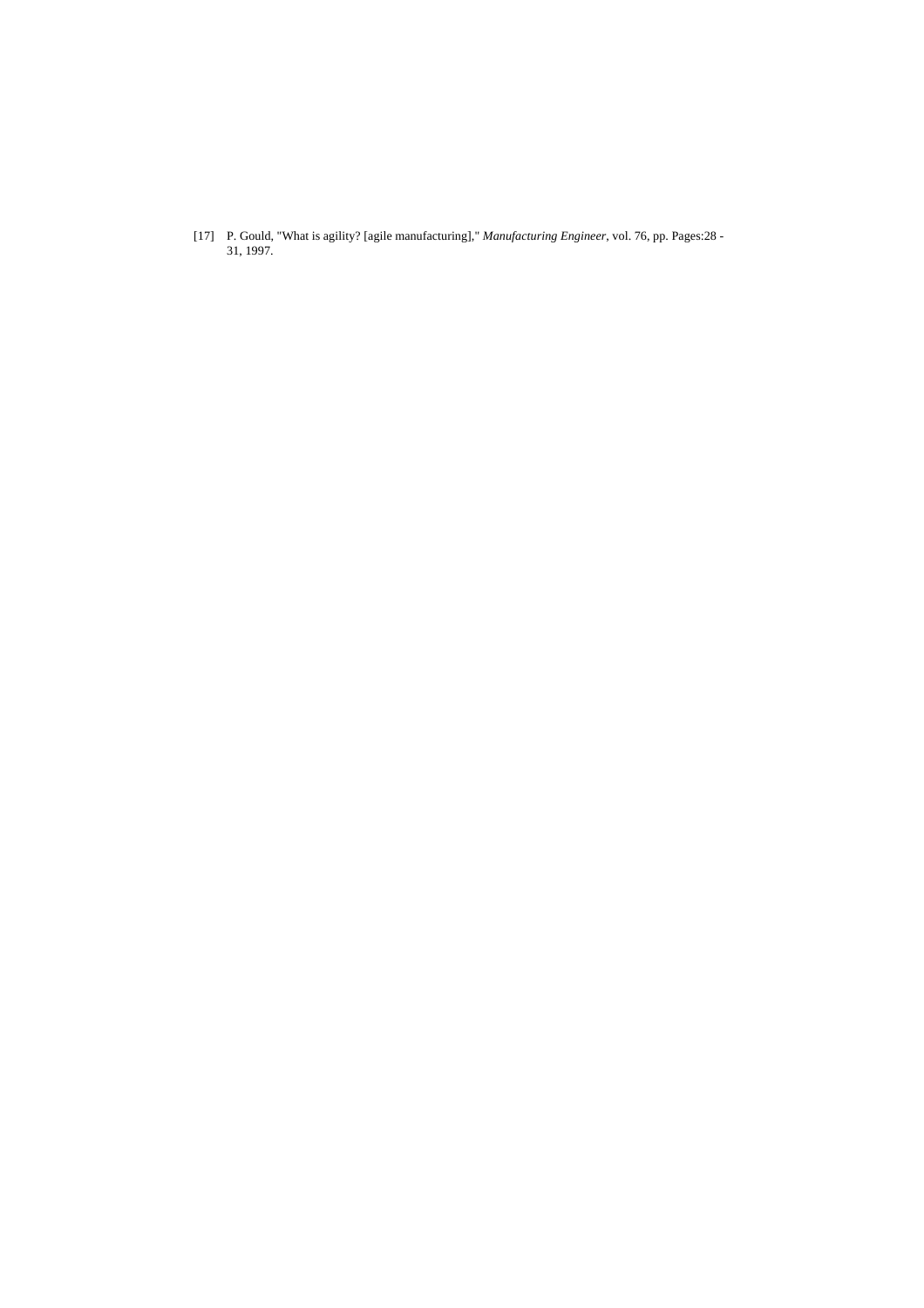[17] P. Gould, "What is agility? [agile manufacturing]," *Manufacturing Engineer*, vol. 76, pp. Pages:28 - 31, 1997.